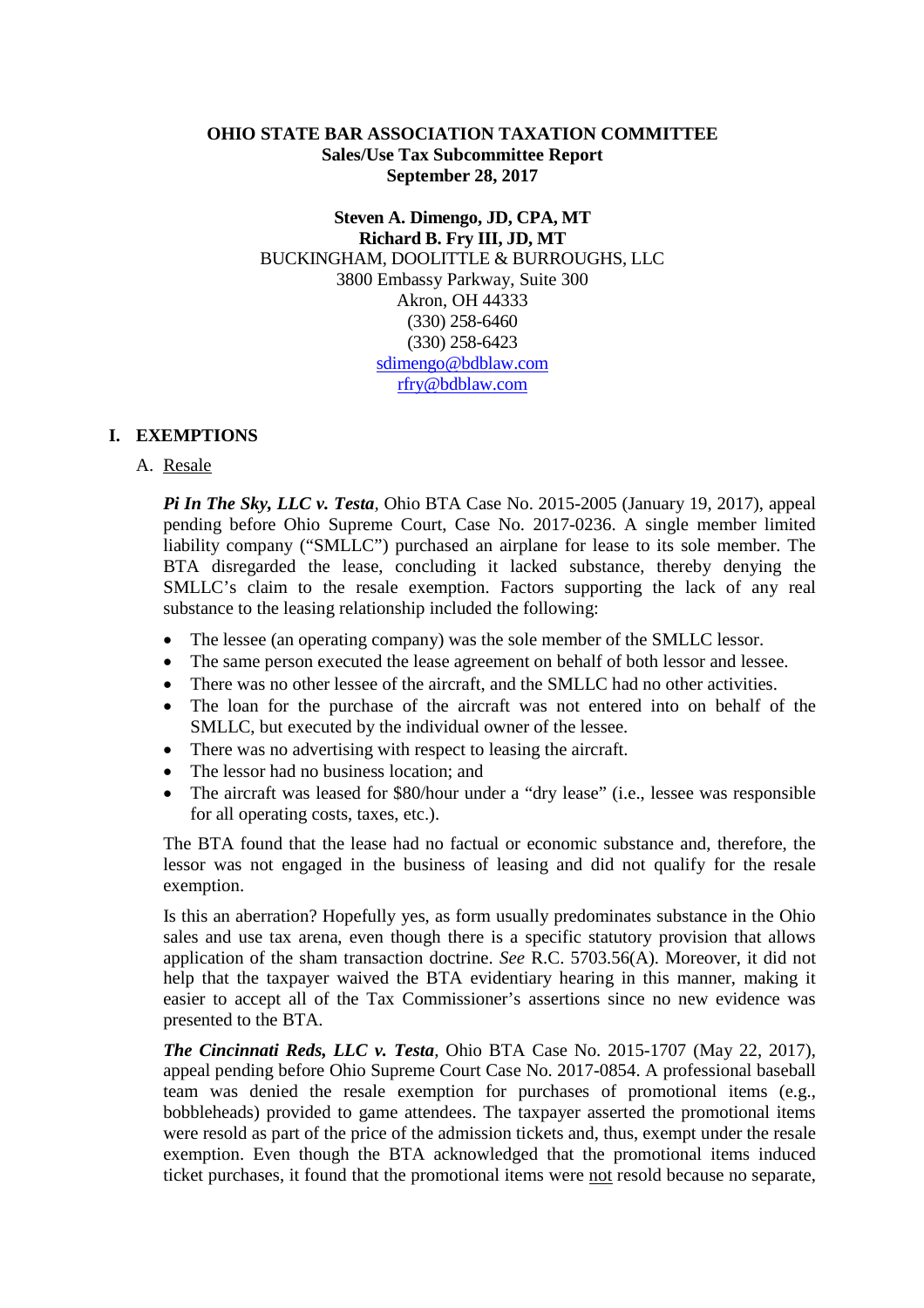**OHIO STATE BAR ASSOCIATION TAXATION COMMITTEE**
**Sales/Use Tax Subcommittee Report**
**September 28, 2017**

**Steven A. Dimengo, JD, CPA, MT**
**Richard B. Fry III, JD, MT**
BUCKINGHAM, DOOLITTLE & BURROUGHS, LLC
3800 Embassy Parkway, Suite 300
Akron, OH 44333
(330) 258-6460
(330) 258-6423
sdimengo@bdblaw.com
rfry@bdblaw.com

## I. EXEMPTIONS

### A. Resale

***Pi In The Sky, LLC v. Testa***, Ohio BTA Case No. 2015-2005 (January 19, 2017), appeal pending before Ohio Supreme Court, Case No. 2017-0236. A single member limited liability company ("SMLLC") purchased an airplane for lease to its sole member. The BTA disregarded the lease, concluding it lacked substance, thereby denying the SMLLC's claim to the resale exemption. Factors supporting the lack of any real substance to the leasing relationship included the following:

- The lessee (an operating company) was the sole member of the SMLLC lessor.
- The same person executed the lease agreement on behalf of both lessor and lessee.
- There was no other lessee of the aircraft, and the SMLLC had no other activities.
- The loan for the purchase of the aircraft was not entered into on behalf of the SMLLC, but executed by the individual owner of the lessee.
- There was no advertising with respect to leasing the aircraft.
- The lessor had no business location; and
- The aircraft was leased for $80/hour under a "dry lease" (i.e., lessee was responsible for all operating costs, taxes, etc.).

The BTA found that the lease had no factual or economic substance and, therefore, the lessor was not engaged in the business of leasing and did not qualify for the resale exemption.

Is this an aberration? Hopefully yes, as form usually predominates substance in the Ohio sales and use tax arena, even though there is a specific statutory provision that allows application of the sham transaction doctrine. *See* R.C. 5703.56(A). Moreover, it did not help that the taxpayer waived the BTA evidentiary hearing in this manner, making it easier to accept all of the Tax Commissioner's assertions since no new evidence was presented to the BTA.

***The Cincinnati Reds, LLC v. Testa***, Ohio BTA Case No. 2015-1707 (May 22, 2017), appeal pending before Ohio Supreme Court Case No. 2017-0854. A professional baseball team was denied the resale exemption for purchases of promotional items (e.g., bobbleheads) provided to game attendees. The taxpayer asserted the promotional items were resold as part of the price of the admission tickets and, thus, exempt under the resale exemption. Even though the BTA acknowledged that the promotional items induced ticket purchases, it found that the promotional items were <u>not</u> resold because no separate,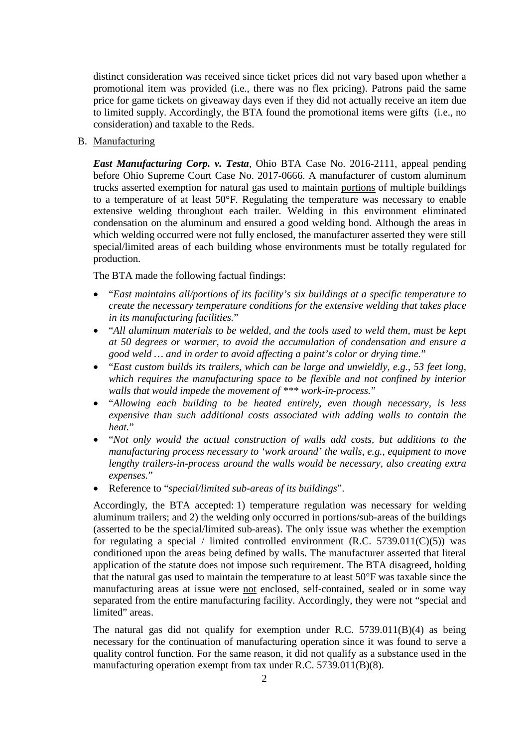distinct consideration was received since ticket prices did not vary based upon whether a promotional item was provided (i.e., there was no flex pricing). Patrons paid the same price for game tickets on giveaway days even if they did not actually receive an item due to limited supply. Accordingly, the BTA found the promotional items were gifts (i.e., no consideration) and taxable to the Reds.

B. Manufacturing

***East Manufacturing Corp. v. Testa***, Ohio BTA Case No. 2016-2111, appeal pending before Ohio Supreme Court Case No. 2017-0666. A manufacturer of custom aluminum trucks asserted exemption for natural gas used to maintain portions of multiple buildings to a temperature of at least 50°F. Regulating the temperature was necessary to enable extensive welding throughout each trailer. Welding in this environment eliminated condensation on the aluminum and ensured a good welding bond. Although the areas in which welding occurred were not fully enclosed, the manufacturer asserted they were still special/limited areas of each building whose environments must be totally regulated for production.

The BTA made the following factual findings:

- "*East maintains all/portions of its facility's six buildings at a specific temperature to create the necessary temperature conditions for the extensive welding that takes place in its manufacturing facilities.*"
- "*All aluminum materials to be welded, and the tools used to weld them, must be kept at 50 degrees or warmer, to avoid the accumulation of condensation and ensure a good weld … and in order to avoid affecting a paint's color or drying time.*"
- "*East custom builds its trailers, which can be large and unwieldly, e.g., 53 feet long, which requires the manufacturing space to be flexible and not confined by interior walls that would impede the movement of *** work-in-process.*"
- "*Allowing each building to be heated entirely, even though necessary, is less expensive than such additional costs associated with adding walls to contain the heat.*"
- "*Not only would the actual construction of walls add costs, but additions to the manufacturing process necessary to 'work around' the walls, e.g., equipment to move lengthy trailers-in-process around the walls would be necessary, also creating extra expenses.*"
- Reference to "*special/limited sub-areas of its buildings*".

Accordingly, the BTA accepted: 1) temperature regulation was necessary for welding aluminum trailers; and 2) the welding only occurred in portions/sub-areas of the buildings (asserted to be the special/limited sub-areas). The only issue was whether the exemption for regulating a special / limited controlled environment (R.C. 5739.011(C)(5)) was conditioned upon the areas being defined by walls. The manufacturer asserted that literal application of the statute does not impose such requirement. The BTA disagreed, holding that the natural gas used to maintain the temperature to at least 50°F was taxable since the manufacturing areas at issue were not enclosed, self-contained, sealed or in some way separated from the entire manufacturing facility. Accordingly, they were not "special and limited" areas.

The natural gas did not qualify for exemption under R.C. 5739.011(B)(4) as being necessary for the continuation of manufacturing operation since it was found to serve a quality control function. For the same reason, it did not qualify as a substance used in the manufacturing operation exempt from tax under R.C. 5739.011(B)(8).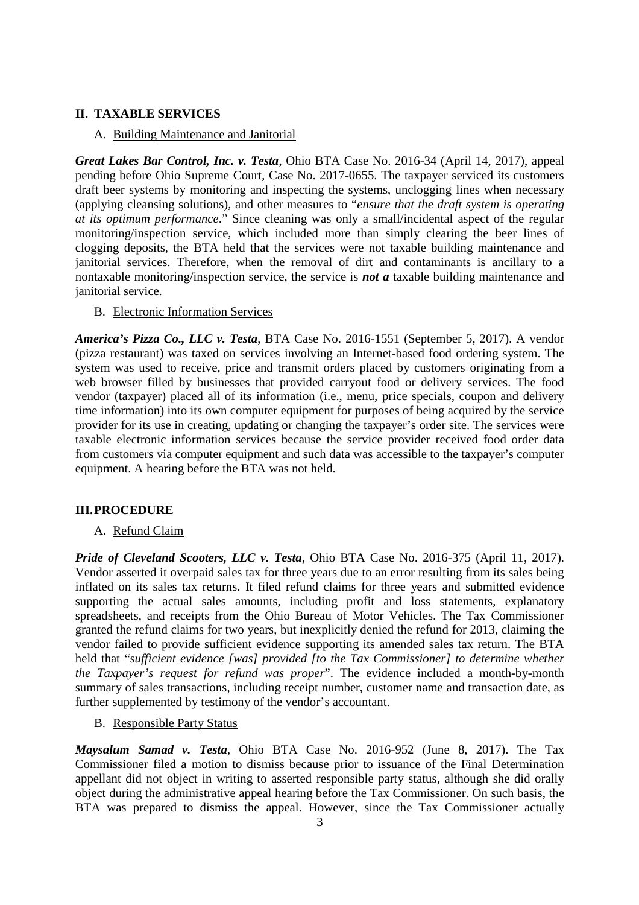## II. TAXABLE SERVICES

### A. Building Maintenance and Janitorial

***Great Lakes Bar Control, Inc. v. Testa***, Ohio BTA Case No. 2016-34 (April 14, 2017), appeal pending before Ohio Supreme Court, Case No. 2017-0655. The taxpayer serviced its customers draft beer systems by monitoring and inspecting the systems, unclogging lines when necessary (applying cleansing solutions), and other measures to "*ensure that the draft system is operating at its optimum performance*." Since cleaning was only a small/incidental aspect of the regular monitoring/inspection service, which included more than simply clearing the beer lines of clogging deposits, the BTA held that the services were not taxable building maintenance and janitorial services. Therefore, when the removal of dirt and contaminants is ancillary to a nontaxable monitoring/inspection service, the service is ***not a*** taxable building maintenance and janitorial service.

### B. Electronic Information Services

***America's Pizza Co., LLC v. Testa***, BTA Case No. 2016-1551 (September 5, 2017). A vendor (pizza restaurant) was taxed on services involving an Internet-based food ordering system. The system was used to receive, price and transmit orders placed by customers originating from a web browser filled by businesses that provided carryout food or delivery services. The food vendor (taxpayer) placed all of its information (i.e., menu, price specials, coupon and delivery time information) into its own computer equipment for purposes of being acquired by the service provider for its use in creating, updating or changing the taxpayer's order site. The services were taxable electronic information services because the service provider received food order data from customers via computer equipment and such data was accessible to the taxpayer's computer equipment. A hearing before the BTA was not held.

## III. PROCEDURE

### A. Refund Claim

***Pride of Cleveland Scooters, LLC v. Testa***, Ohio BTA Case No. 2016-375 (April 11, 2017). Vendor asserted it overpaid sales tax for three years due to an error resulting from its sales being inflated on its sales tax returns. It filed refund claims for three years and submitted evidence supporting the actual sales amounts, including profit and loss statements, explanatory spreadsheets, and receipts from the Ohio Bureau of Motor Vehicles. The Tax Commissioner granted the refund claims for two years, but inexplicitly denied the refund for 2013, claiming the vendor failed to provide sufficient evidence supporting its amended sales tax return. The BTA held that "*sufficient evidence [was] provided [to the Tax Commissioner] to determine whether the Taxpayer's request for refund was proper*". The evidence included a month-by-month summary of sales transactions, including receipt number, customer name and transaction date, as further supplemented by testimony of the vendor's accountant.

### B. Responsible Party Status

***Maysalum Samad v. Testa***, Ohio BTA Case No. 2016-952 (June 8, 2017). The Tax Commissioner filed a motion to dismiss because prior to issuance of the Final Determination appellant did not object in writing to asserted responsible party status, although she did orally object during the administrative appeal hearing before the Tax Commissioner. On such basis, the BTA was prepared to dismiss the appeal. However, since the Tax Commissioner actually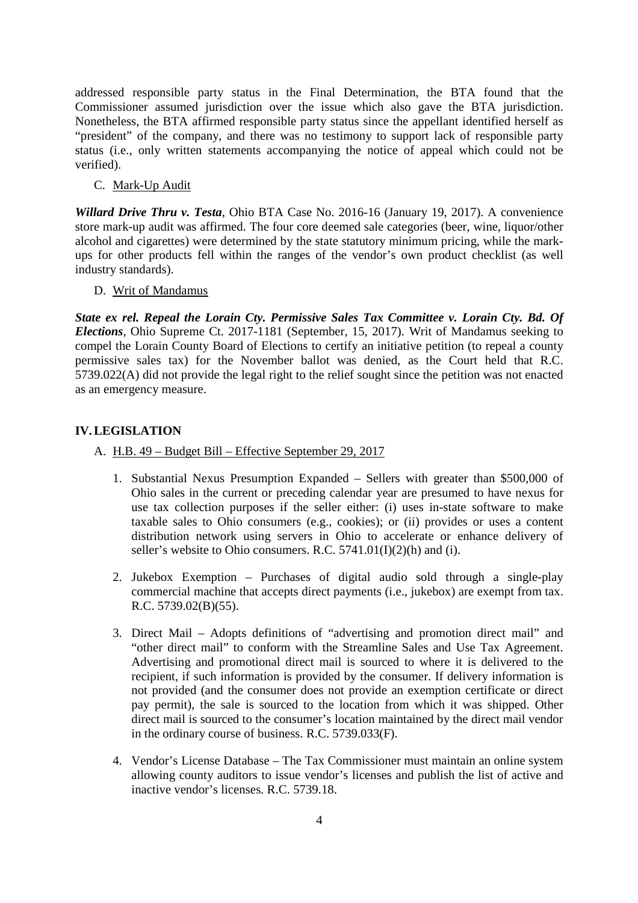addressed responsible party status in the Final Determination, the BTA found that the Commissioner assumed jurisdiction over the issue which also gave the BTA jurisdiction. Nonetheless, the BTA affirmed responsible party status since the appellant identified herself as "president" of the company, and there was no testimony to support lack of responsible party status (i.e., only written statements accompanying the notice of appeal which could not be verified).

C. <u>Mark-Up Audit</u>

***Willard Drive Thru v. Testa***, Ohio BTA Case No. 2016-16 (January 19, 2017). A convenience store mark-up audit was affirmed. The four core deemed sale categories (beer, wine, liquor/other alcohol and cigarettes) were determined by the state statutory minimum pricing, while the mark-ups for other products fell within the ranges of the vendor's own product checklist (as well industry standards).

D. <u>Writ of Mandamus</u>

***State ex rel. Repeal the Lorain Cty. Permissive Sales Tax Committee v. Lorain Cty. Bd. Of Elections***, Ohio Supreme Ct. 2017-1181 (September, 15, 2017). Writ of Mandamus seeking to compel the Lorain County Board of Elections to certify an initiative petition (to repeal a county permissive sales tax) for the November ballot was denied, as the Court held that R.C. 5739.022(A) did not provide the legal right to the relief sought since the petition was not enacted as an emergency measure.

## IV. LEGISLATION

A. <u>H.B. 49 – Budget Bill – Effective September 29, 2017</u>

1. Substantial Nexus Presumption Expanded – Sellers with greater than $500,000 of Ohio sales in the current or preceding calendar year are presumed to have nexus for use tax collection purposes if the seller either: (i) uses in-state software to make taxable sales to Ohio consumers (e.g., cookies); or (ii) provides or uses a content distribution network using servers in Ohio to accelerate or enhance delivery of seller's website to Ohio consumers. R.C. 5741.01(I)(2)(h) and (i).

2. Jukebox Exemption – Purchases of digital audio sold through a single-play commercial machine that accepts direct payments (i.e., jukebox) are exempt from tax. R.C. 5739.02(B)(55).

3. Direct Mail – Adopts definitions of "advertising and promotion direct mail" and "other direct mail" to conform with the Streamline Sales and Use Tax Agreement. Advertising and promotional direct mail is sourced to where it is delivered to the recipient, if such information is provided by the consumer. If delivery information is not provided (and the consumer does not provide an exemption certificate or direct pay permit), the sale is sourced to the location from which it was shipped. Other direct mail is sourced to the consumer's location maintained by the direct mail vendor in the ordinary course of business. R.C. 5739.033(F).

4. Vendor's License Database – The Tax Commissioner must maintain an online system allowing county auditors to issue vendor's licenses and publish the list of active and inactive vendor's licenses. R.C. 5739.18.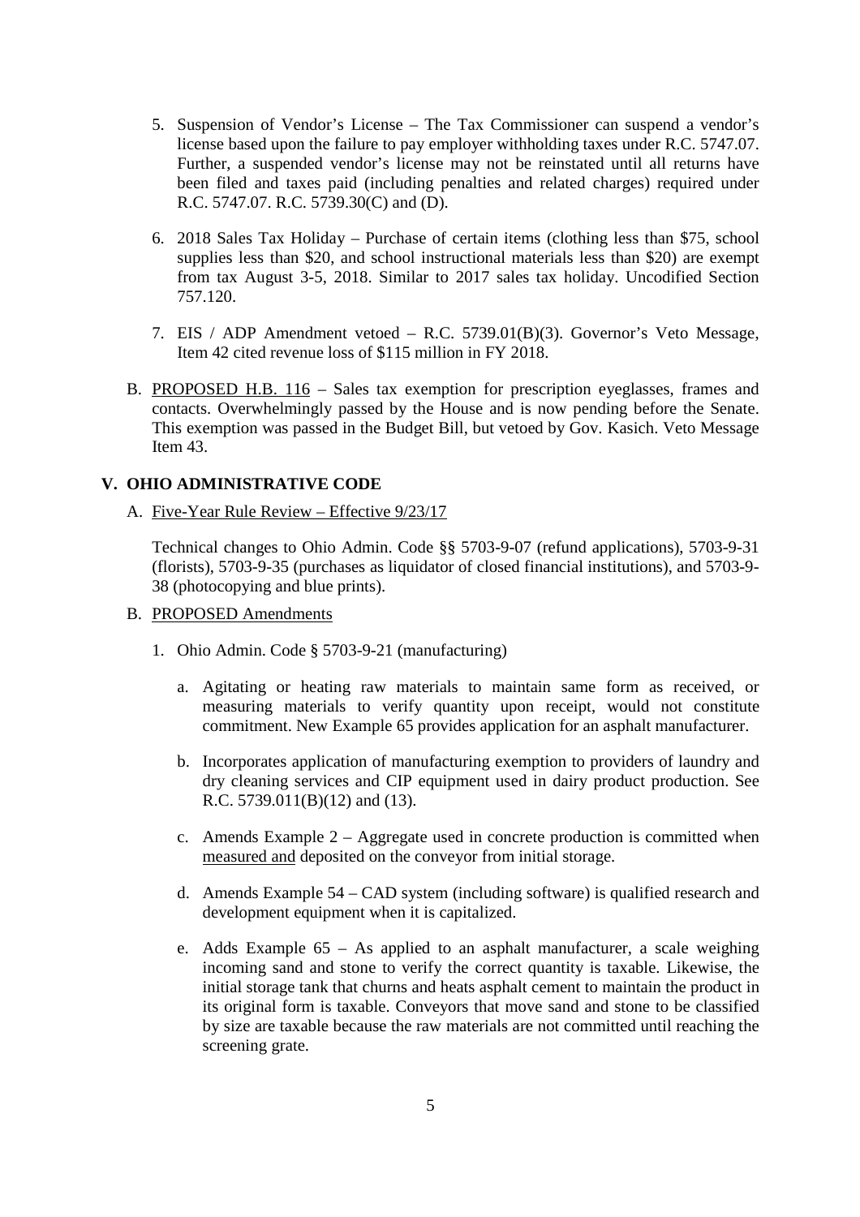5. Suspension of Vendor's License – The Tax Commissioner can suspend a vendor's license based upon the failure to pay employer withholding taxes under R.C. 5747.07. Further, a suspended vendor's license may not be reinstated until all returns have been filed and taxes paid (including penalties and related charges) required under R.C. 5747.07. R.C. 5739.30(C) and (D).

6. 2018 Sales Tax Holiday – Purchase of certain items (clothing less than \$75, school supplies less than \$20, and school instructional materials less than \$20) are exempt from tax August 3-5, 2018. Similar to 2017 sales tax holiday. Uncodified Section 757.120.

7. EIS / ADP Amendment vetoed – R.C. 5739.01(B)(3). Governor's Veto Message, Item 42 cited revenue loss of \$115 million in FY 2018.

B. <u>PROPOSED H.B. 116</u> – Sales tax exemption for prescription eyeglasses, frames and contacts. Overwhelmingly passed by the House and is now pending before the Senate. This exemption was passed in the Budget Bill, but vetoed by Gov. Kasich. Veto Message Item 43.

## V. OHIO ADMINISTRATIVE CODE

A. <u>Five-Year Rule Review – Effective 9/23/17</u>

Technical changes to Ohio Admin. Code §§ 5703-9-07 (refund applications), 5703-9-31 (florists), 5703-9-35 (purchases as liquidator of closed financial institutions), and 5703-9-38 (photocopying and blue prints).

B. <u>PROPOSED Amendments</u>

1. Ohio Admin. Code § 5703-9-21 (manufacturing)

   a. Agitating or heating raw materials to maintain same form as received, or measuring materials to verify quantity upon receipt, would not constitute commitment. New Example 65 provides application for an asphalt manufacturer.

   b. Incorporates application of manufacturing exemption to providers of laundry and dry cleaning services and CIP equipment used in dairy product production. See R.C. 5739.011(B)(12) and (13).

   c. Amends Example 2 – Aggregate used in concrete production is committed when <u>measured and</u> deposited on the conveyor from initial storage.

   d. Amends Example 54 – CAD system (including software) is qualified research and development equipment when it is capitalized.

   e. Adds Example 65 – As applied to an asphalt manufacturer, a scale weighing incoming sand and stone to verify the correct quantity is taxable. Likewise, the initial storage tank that churns and heats asphalt cement to maintain the product in its original form is taxable. Conveyors that move sand and stone to be classified by size are taxable because the raw materials are not committed until reaching the screening grate.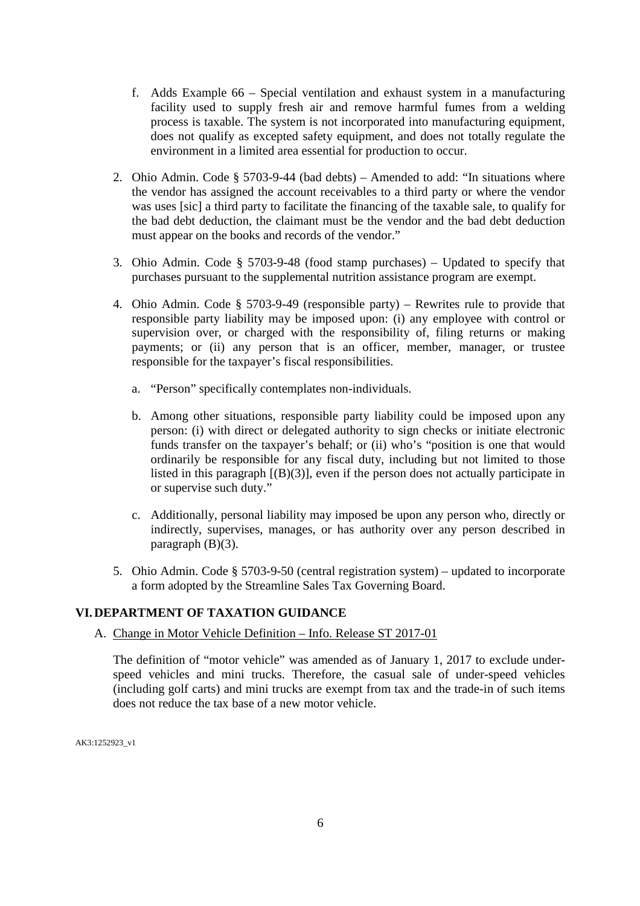f. Adds Example 66 – Special ventilation and exhaust system in a manufacturing facility used to supply fresh air and remove harmful fumes from a welding process is taxable. The system is not incorporated into manufacturing equipment, does not qualify as excepted safety equipment, and does not totally regulate the environment in a limited area essential for production to occur.

2. Ohio Admin. Code § 5703-9-44 (bad debts) – Amended to add: "In situations where the vendor has assigned the account receivables to a third party or where the vendor was uses [sic] a third party to facilitate the financing of the taxable sale, to qualify for the bad debt deduction, the claimant must be the vendor and the bad debt deduction must appear on the books and records of the vendor."

3. Ohio Admin. Code § 5703-9-48 (food stamp purchases) – Updated to specify that purchases pursuant to the supplemental nutrition assistance program are exempt.

4. Ohio Admin. Code § 5703-9-49 (responsible party) – Rewrites rule to provide that responsible party liability may be imposed upon: (i) any employee with control or supervision over, or charged with the responsibility of, filing returns or making payments; or (ii) any person that is an officer, member, manager, or trustee responsible for the taxpayer's fiscal responsibilities.

   a. "Person" specifically contemplates non-individuals.

   b. Among other situations, responsible party liability could be imposed upon any person: (i) with direct or delegated authority to sign checks or initiate electronic funds transfer on the taxpayer's behalf; or (ii) who's "position is one that would ordinarily be responsible for any fiscal duty, including but not limited to those listed in this paragraph [(B)(3)], even if the person does not actually participate in or supervise such duty."

   c. Additionally, personal liability may imposed be upon any person who, directly or indirectly, supervises, manages, or has authority over any person described in paragraph (B)(3).

5. Ohio Admin. Code § 5703-9-50 (central registration system) – updated to incorporate a form adopted by the Streamline Sales Tax Governing Board.

## VI. DEPARTMENT OF TAXATION GUIDANCE

A. Change in Motor Vehicle Definition – Info. Release ST 2017-01

The definition of "motor vehicle" was amended as of January 1, 2017 to exclude under-speed vehicles and mini trucks. Therefore, the casual sale of under-speed vehicles (including golf carts) and mini trucks are exempt from tax and the trade-in of such items does not reduce the tax base of a new motor vehicle.

AK3:1252923_v1